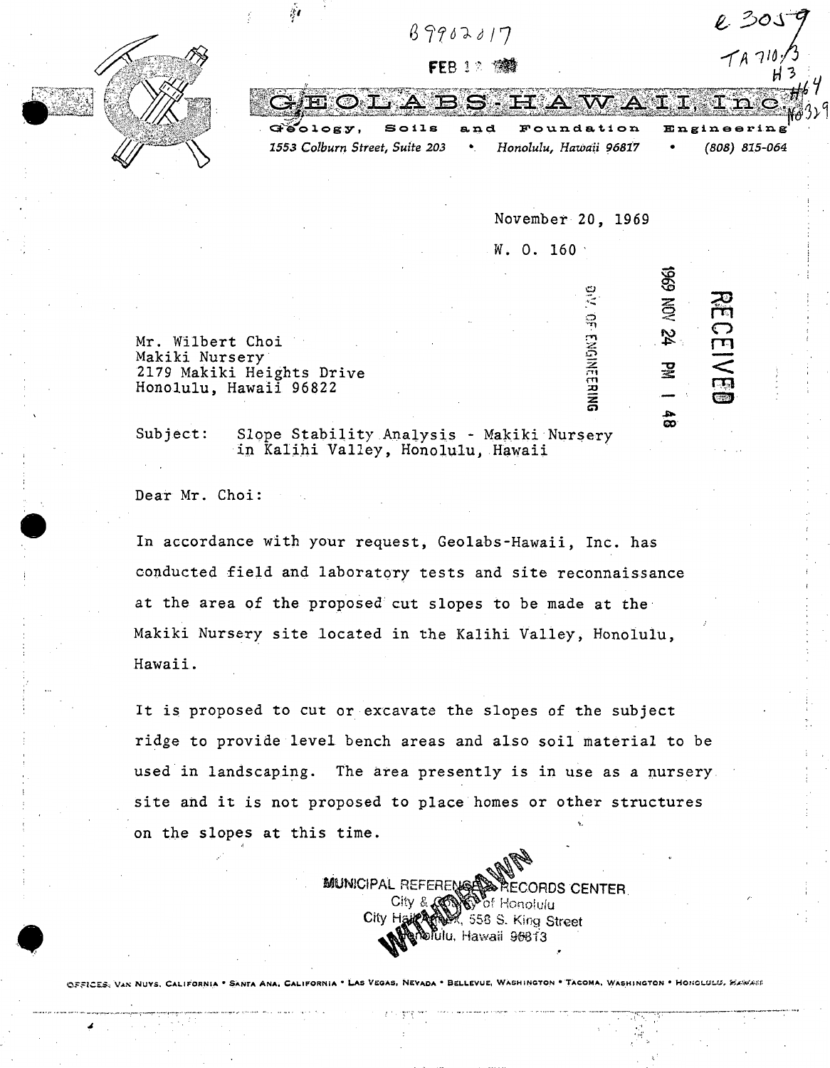# GEOLABS-HAWAII, Inc.

Geology, Soils and Foundation Engineering

*1553 Colburn Street, Suite 203 • Honolulu, Hawaii 96817 • (808) 815-064*

November 20, 1969

W. O. 160

Mr. Wilbert Choi
Makiki Nursery
2179 Makiki Heights Drive
Honolulu, Hawaii 96822

Subject: Slope Stability Analysis - Makiki Nursery in Kalihi Valley, Honolulu, Hawaii

Dear Mr. Choi:

In accordance with your request, Geolabs-Hawaii, Inc. has conducted field and laboratory tests and site reconnaissance at the area of the proposed cut slopes to be made at the Makiki Nursery site located in the Kalihi Valley, Honolulu, Hawaii.

It is proposed to cut or excavate the slopes of the subject ridge to provide level bench areas and also soil material to be used in landscaping. The area presently is in use as a nursery site and it is not proposed to place homes or other structures on the slopes at this time.

OFFICES: VAN NUYS, CALIFORNIA • SANTA ANA, CALIFORNIA • LAS VEGAS, NEVADA • BELLEVUE, WASHINGTON • TACOMA, WASHINGTON • HONOLULU, HAWAII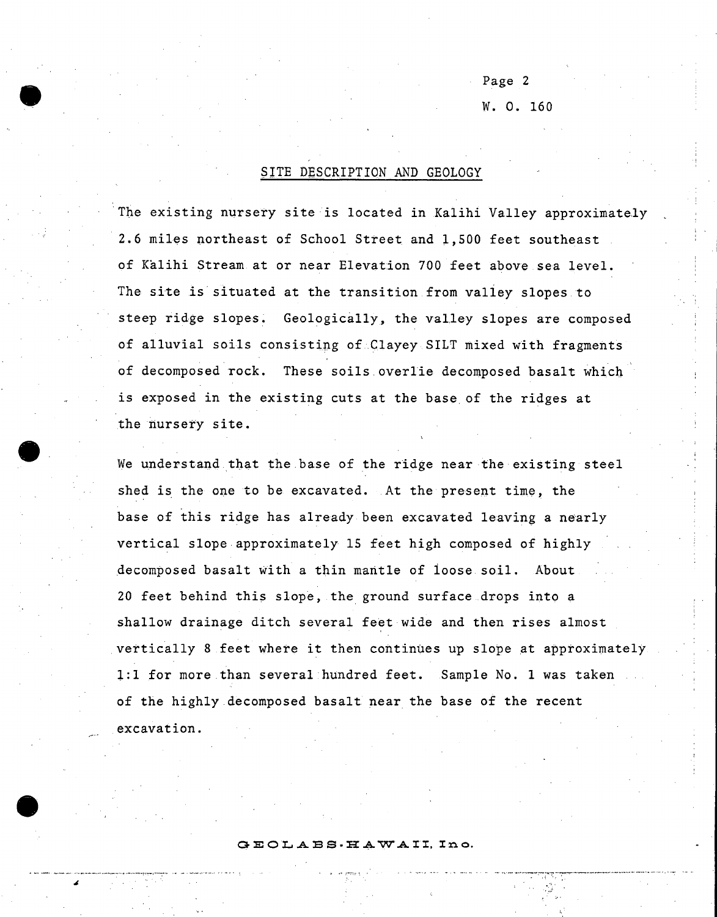## SITE DESCRIPTION AND GEOLOGY

The existing nursery site is located in Kalihi Valley approximately 2.6 miles northeast of School Street and 1,500 feet southeast of Kalihi Stream at or near Elevation 700 feet above sea level. The site is situated at the transition from valley slopes to steep ridge slopes. Geologically, the valley slopes are composed of alluvial soils consisting of Clayey SILT mixed with fragments of decomposed rock. These soils overlie decomposed basalt which is exposed in the existing cuts at the base of the ridges at the nursery site.

We understand that the base of the ridge near the existing steel shed is the one to be excavated. At the present time, the base of this ridge has already been excavated leaving a nearly vertical slope approximately 15 feet high composed of highly decomposed basalt with a thin mantle of loose soil. About 20 feet behind this slope, the ground surface drops into a shallow drainage ditch several feet wide and then rises almost vertically 8 feet where it then continues up slope at approximately 1:1 for more than several hundred feet. Sample No. 1 was taken of the highly decomposed basalt near the base of the recent excavation.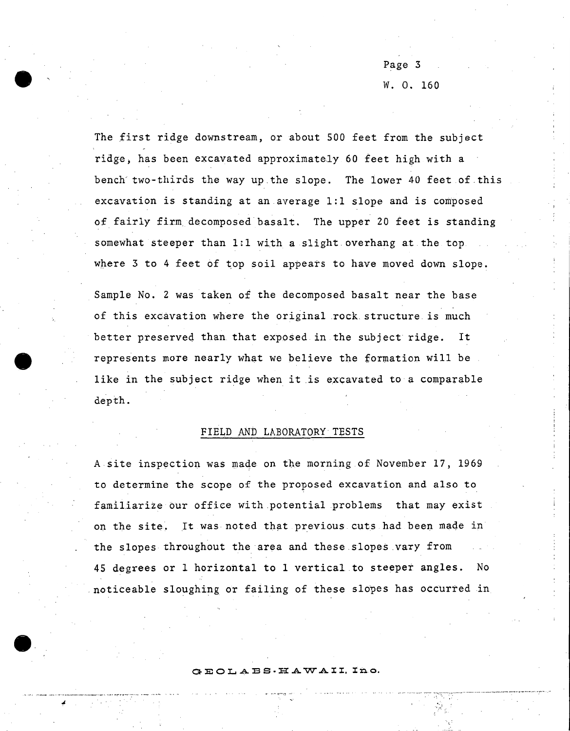The first ridge downstream, or about 500 feet from the subject ridge, has been excavated approximately 60 feet high with a bench two-thirds the way up the slope. The lower 40 feet of this excavation is standing at an average 1:1 slope and is composed of fairly firm decomposed basalt. The upper 20 feet is standing somewhat steeper than 1:1 with a slight overhang at the top where 3 to 4 feet of top soil appears to have moved down slope.

Sample No. 2 was taken of the decomposed basalt near the base of this excavation where the original rock structure is much better preserved than that exposed in the subject ridge. It represents more nearly what we believe the formation will be like in the subject ridge when it is excavated to a comparable depth.

## FIELD AND LABORATORY TESTS

A site inspection was made on the morning of November 17, 1969 to determine the scope of the proposed excavation and also to familiarize our office with potential problems that may exist on the site. It was noted that previous cuts had been made in the slopes throughout the area and these slopes vary from 45 degrees or 1 horizontal to 1 vertical to steeper angles. No noticeable sloughing or failing of these slopes has occurred in

GEOLABS-HAWAII, Inc.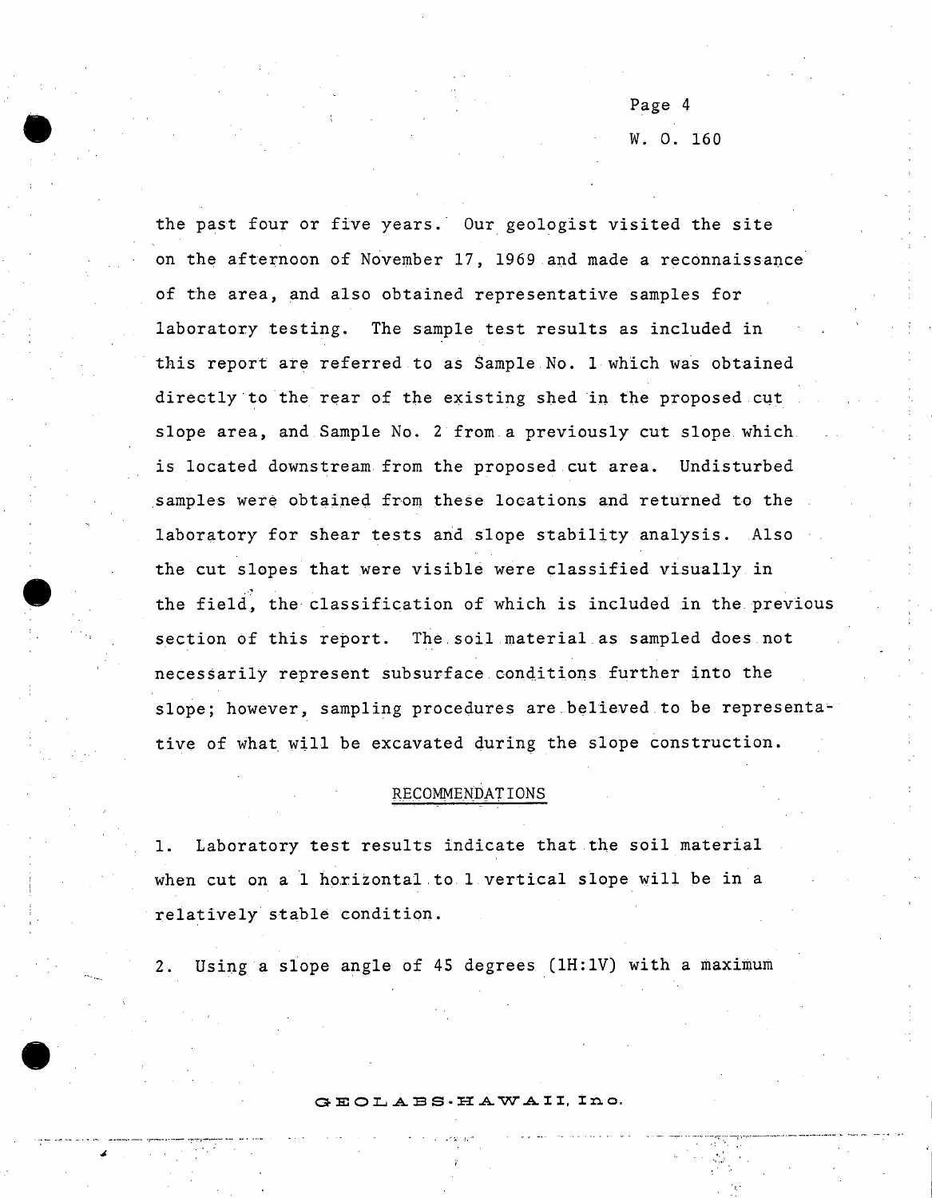the past four or five years. Our geologist visited the site on the afternoon of November 17, 1969 and made a reconnaissance of the area, and also obtained representative samples for laboratory testing. The sample test results as included in this report are referred to as Sample No. 1 which was obtained directly to the rear of the existing shed in the proposed cut slope area, and Sample No. 2 from a previously cut slope which is located downstream from the proposed cut area. Undisturbed samples were obtained from these locations and returned to the laboratory for shear tests and slope stability analysis. Also the cut slopes that were visible were classified visually in the field, the classification of which is included in the previous section of this report. The soil material as sampled does not necessarily represent subsurface conditions further into the slope; however, sampling procedures are believed to be representative of what will be excavated during the slope construction.

## RECOMMENDATIONS

1. Laboratory test results indicate that the soil material when cut on a 1 horizontal to 1 vertical slope will be in a relatively stable condition.

2. Using a slope angle of 45 degrees (1H:1V) with a maximum

GEOLABS-HAWAII, Inc.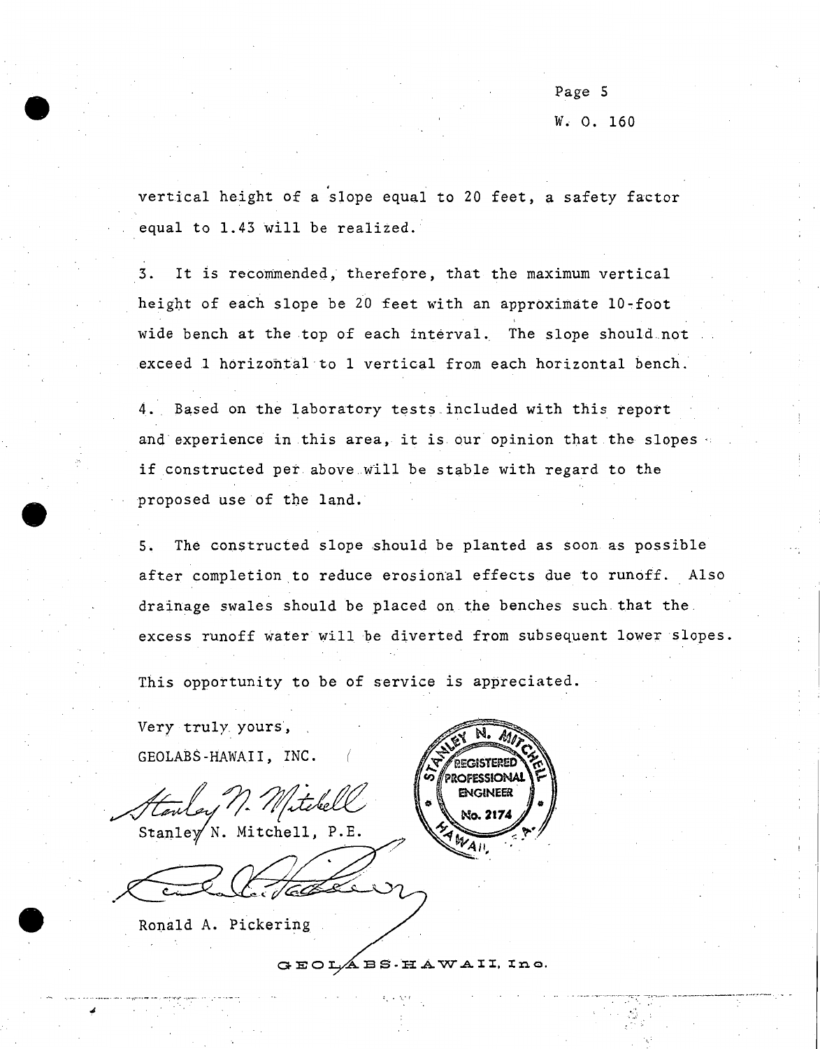vertical height of a slope equal to 20 feet, a safety factor equal to 1.43 will be realized.

3. It is recommended, therefore, that the maximum vertical height of each slope be 20 feet with an approximate 10-foot wide bench at the top of each interval. The slope should not exceed 1 horizontal to 1 vertical from each horizontal bench.

4. Based on the laboratory tests included with this report and experience in this area, it is our opinion that the slopes if constructed per above will be stable with regard to the proposed use of the land.

5. The constructed slope should be planted as soon as possible after completion to reduce erosional effects due to runoff. Also drainage swales should be placed on the benches such that the excess runoff water will be diverted from subsequent lower slopes.

This opportunity to be of service is appreciated.

Very truly yours,

GEOLABS-HAWAII, INC.

Stanley N. Mitchell, P.E.

STANLEY N. MITCHELL
REGISTERED PROFESSIONAL ENGINEER
No. 2174
HAWAII, U.S.A.

Ronald A. Pickering

GEOLABS-HAWAII, Inc.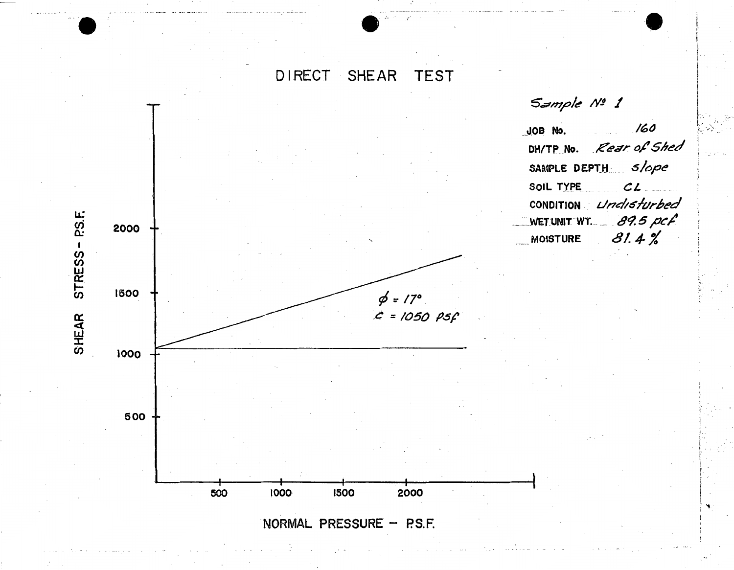# DIRECT SHEAR TEST

SHEAR STRESS - P.S.F.

2000

1500

1000

500

500 1000 1500 2000

NORMAL PRESSURE - P.S.F.

$\phi = 17°$
$c = 1050$ psf

*Sample № 1*

| | |
|---|---|
| JOB No. | *160* |
| DH/TP No. | *Rear of Shed* |
| SAMPLE DEPTH | *slope* |
| SOIL TYPE | *CL* |
| CONDITION | *Undisturbed* |
| WET UNIT WT. | *89.5 pcf* |
| MOISTURE | *81.4 %* |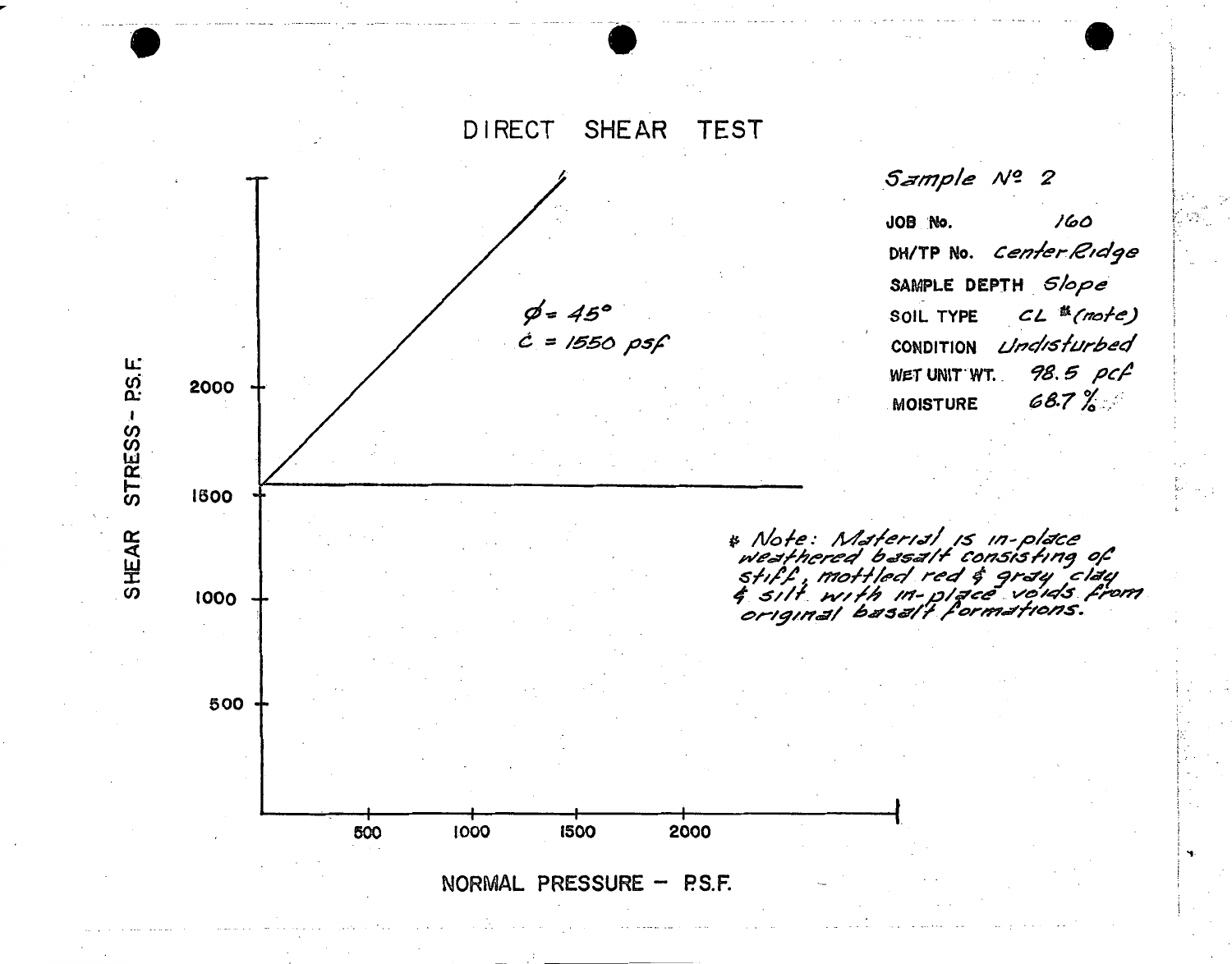# DIRECT SHEAR TEST

SHEAR STRESS - P.S.F.

2000

1500

1000

500

500 1000 1500 2000

NORMAL PRESSURE - P.S.F.

$\phi = 45°$
$c = 1550$ psf

*Sample № 2*

| | |
|---|---|
| JOB No. | *160* |
| DH/TP No. | *Center Ridge* |
| SAMPLE DEPTH | *Slope* |
| SOIL TYPE | *CL \* (note)* |
| CONDITION | *Undisturbed* |
| WET UNIT WT. | *98.5 pcf* |
| MOISTURE | *68.7 %* |

*\* Note: Material is in-place weathered basalt consisting of stiff, mottled red & gray clay & silt with in-place voids from original basalt formations.*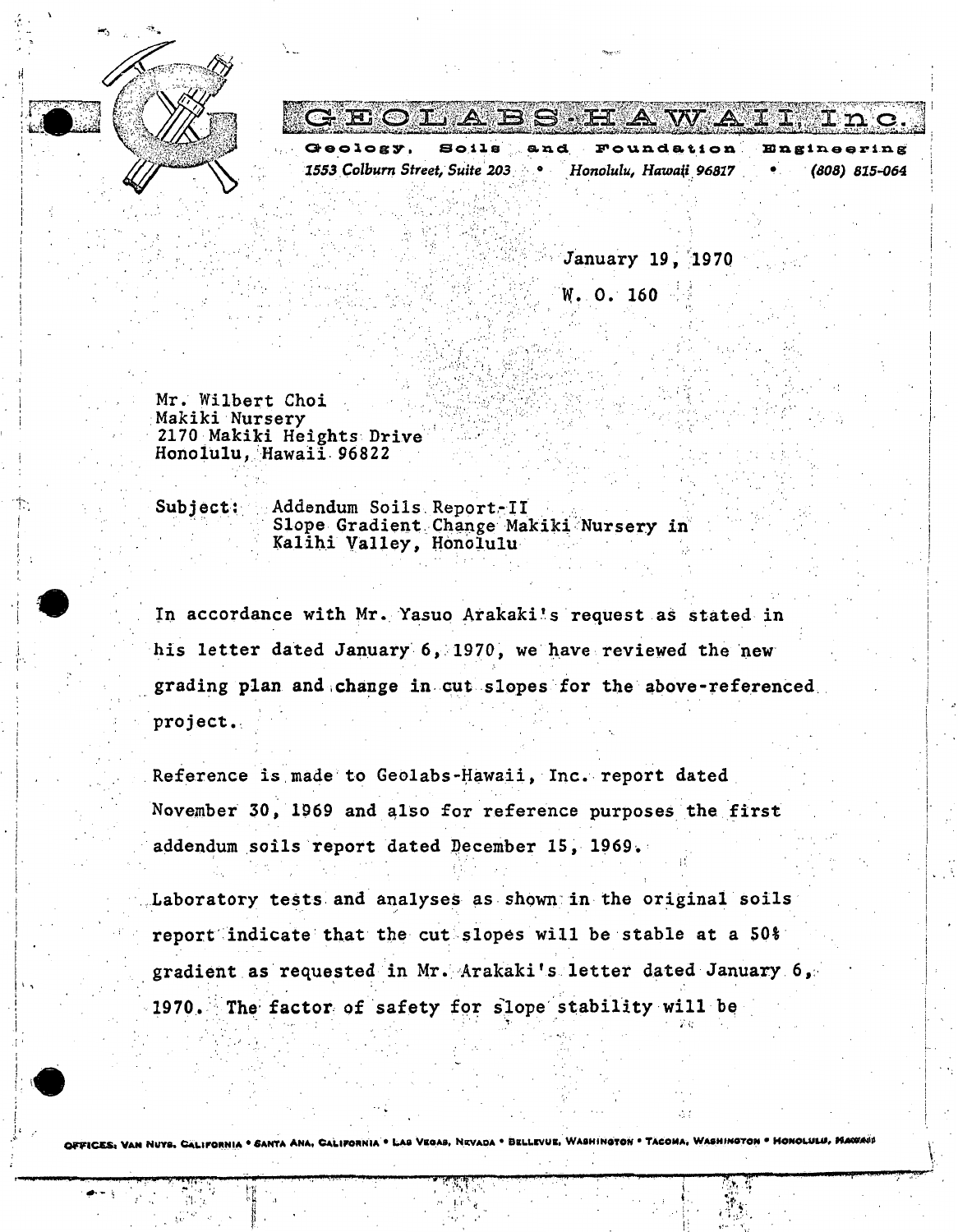# GEOLABS-HAWAII, Inc.

Geology, Soils and Foundation Engineering
*1553 Colburn Street, Suite 203 • Honolulu, Hawaii 96817 • (808) 815-064*

January 19, 1970

W. O. 160

Mr. Wilbert Choi
Makiki Nursery
2170 Makiki Heights Drive
Honolulu, Hawaii 96822

Subject: Addendum Soils Report-II
Slope Gradient Change Makiki Nursery in
Kalihi Valley, Honolulu

In accordance with Mr. Yasuo Arakaki's request as stated in his letter dated January 6, 1970, we have reviewed the new grading plan and change in cut slopes for the above-referenced project.

Reference is made to Geolabs-Hawaii, Inc. report dated November 30, 1969 and also for reference purposes the first addendum soils report dated December 15, 1969.

Laboratory tests and analyses as shown in the original soils report indicate that the cut slopes will be stable at a 50% gradient as requested in Mr. Arakaki's letter dated January 6, 1970. The factor of safety for slope stability will be

OFFICES: VAN NUYS, CALIFORNIA • SANTA ANA, CALIFORNIA • LAS VEGAS, NEVADA • BELLEVUE, WASHINGTON • TACOMA, WASHINGTON • HONOLULU, HAWAII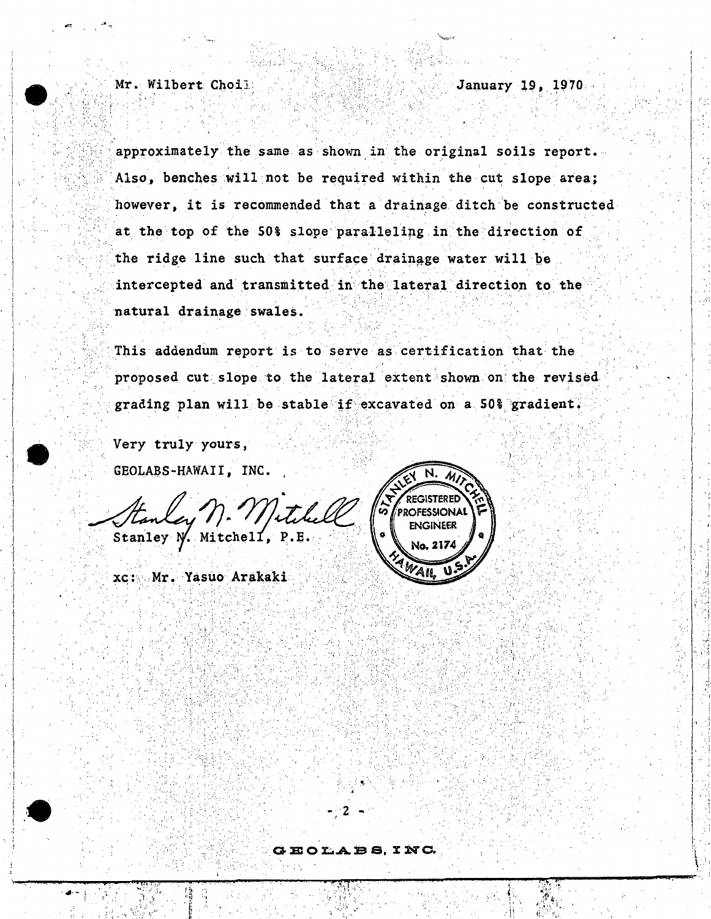Mr. Wilbert Choi January 19, 1970

approximately the same as shown in the original soils report. Also, benches will not be required within the cut slope area; however, it is recommended that a drainage ditch be constructed at the top of the 50% slope paralleling in the direction of the ridge line such that surface drainage water will be intercepted and transmitted in the lateral direction to the natural drainage swales.

This addendum report is to serve as certification that the proposed cut slope to the lateral extent shown on the revised grading plan will be stable if excavated on a 50% gradient.

Very truly yours,

GEOLABS-HAWAII, INC.

Stanley N. Mitchell

Stanley N. Mitchell, P.E.

STANLEY N. MITCHELL
REGISTERED PROFESSIONAL ENGINEER
No. 2174
HAWAII, U.S.A.

xc: Mr. Yasuo Arakaki

GEOLABS, INC.